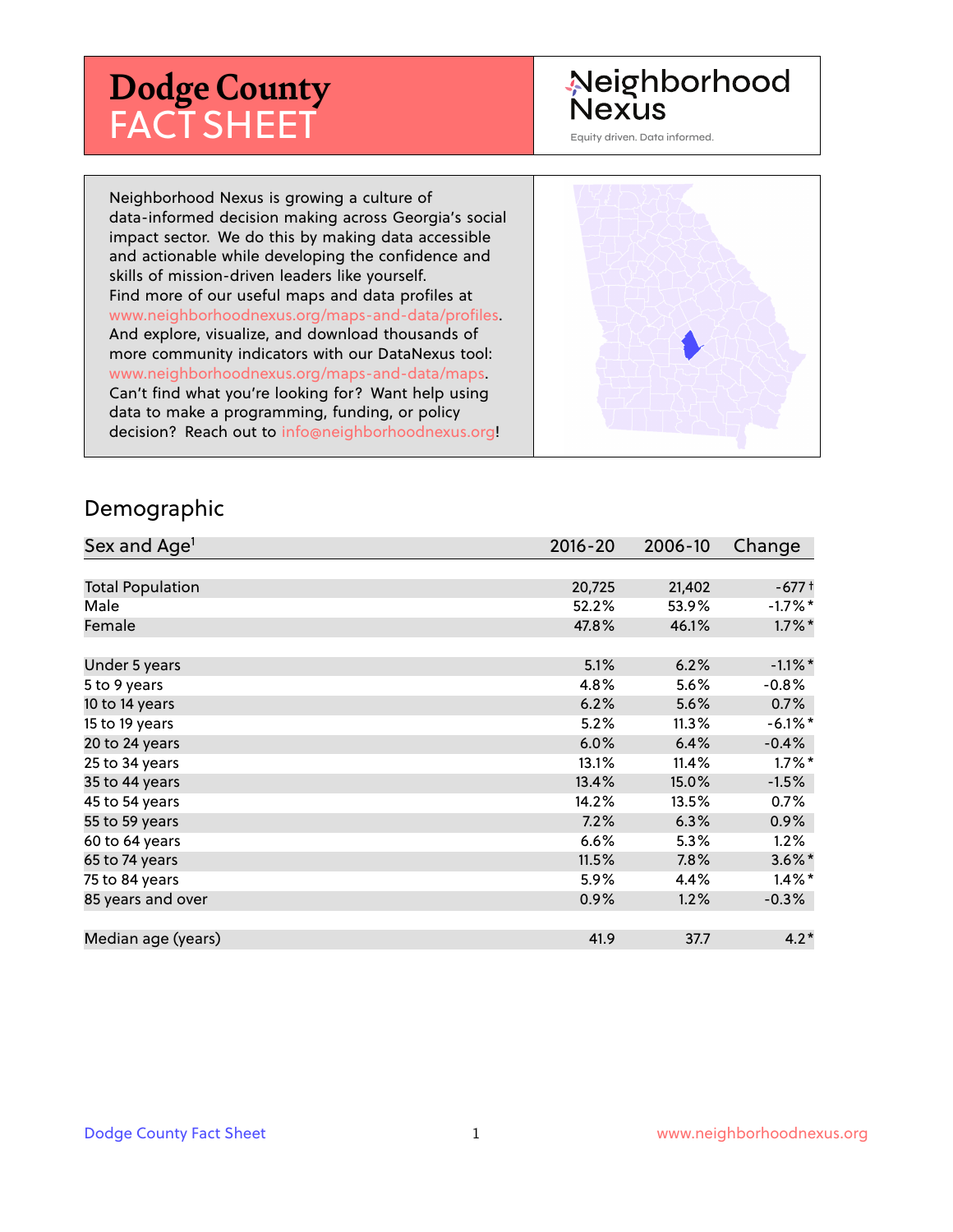# Dodge County FACT SHEET

Neighborhood Nexus

Equity driven. Data informed.

Neighborhood Nexus is growing a culture of data-informed decision making across Georgia's social impact sector. We do this by making data accessible and actionable while developing the confidence and skills of mission-driven leaders like yourself. Find more of our useful maps and data profiles at www.neighborhoodnexus.org/maps-and-data/profiles. And explore, visualize, and download thousands of more community indicators with our DataNexus tool: www.neighborhoodnexus.org/maps-and-data/maps. Can't find what you're looking for? Want help using data to make a programming, funding, or policy decision? Reach out to info@neighborhoodnexus.org!

## Demographic

| Sex and Age[1] | 2016-20 | 2006-10 | Change |
|---|---|---|---|
| Total Population | 20,725 | 21,402 | -677 † |
| Male | 52.2% | 53.9% | -1.7%* |
| Female | 47.8% | 46.1% | 1.7%* |
| | | | |
| Under 5 years | 5.1% | 6.2% | -1.1%* |
| 5 to 9 years | 4.8% | 5.6% | -0.8% |
| 10 to 14 years | 6.2% | 5.6% | 0.7% |
| 15 to 19 years | 5.2% | 11.3% | -6.1%* |
| 20 to 24 years | 6.0% | 6.4% | -0.4% |
| 25 to 34 years | 13.1% | 11.4% | 1.7%* |
| 35 to 44 years | 13.4% | 15.0% | -1.5% |
| 45 to 54 years | 14.2% | 13.5% | 0.7% |
| 55 to 59 years | 7.2% | 6.3% | 0.9% |
| 60 to 64 years | 6.6% | 5.3% | 1.2% |
| 65 to 74 years | 11.5% | 7.8% | 3.6%* |
| 75 to 84 years | 5.9% | 4.4% | 1.4%* |
| 85 years and over | 0.9% | 1.2% | -0.3% |
| | | | |
| Median age (years) | 41.9 | 37.7 | 4.2* |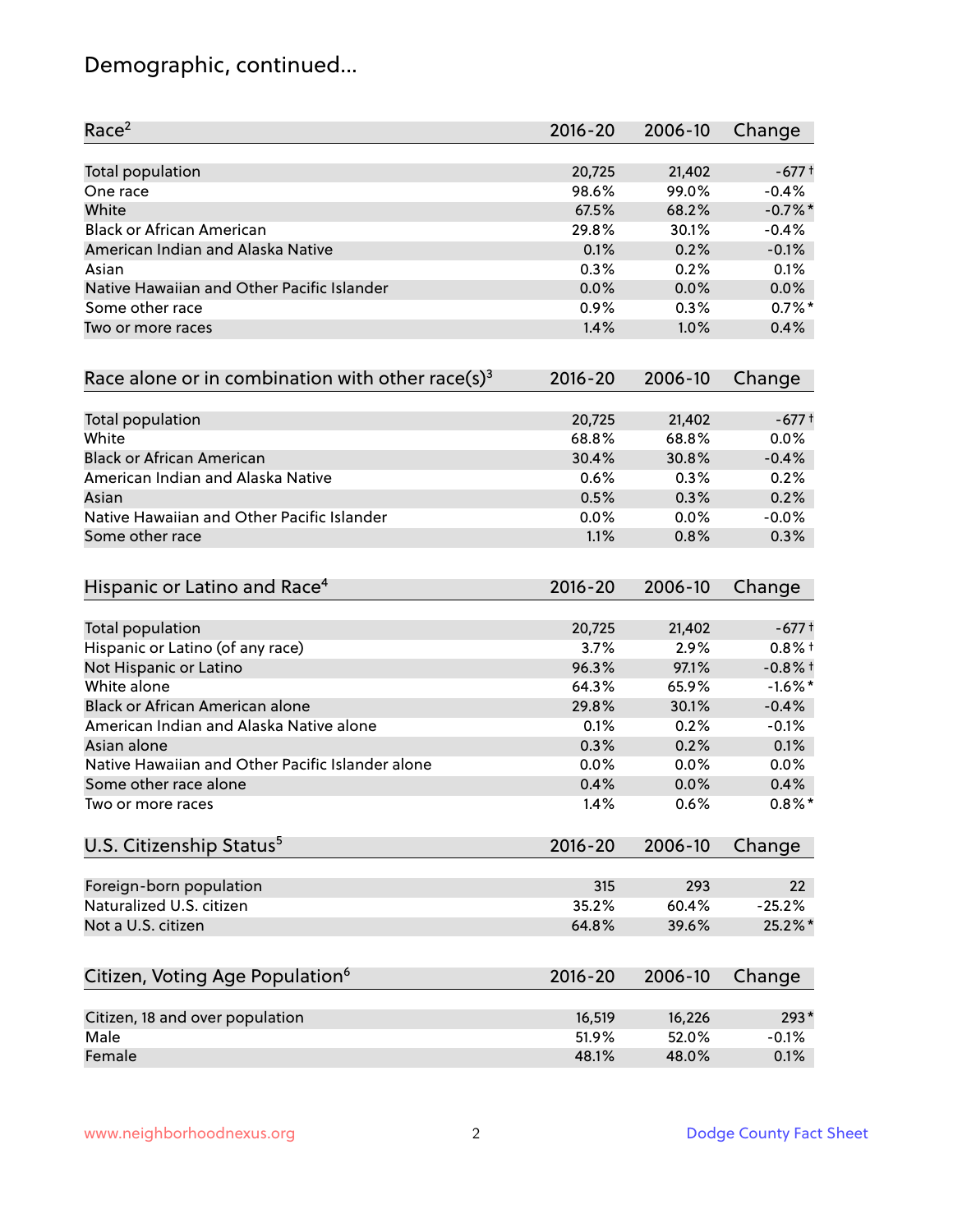## Demographic, continued...

| Race[2] | 2016-20 | 2006-10 | Change |
|---|---|---|---|
| Total population | 20,725 | 21,402 | -677† |
| One race | 98.6% | 99.0% | -0.4% |
| White | 67.5% | 68.2% | -0.7%* |
| Black or African American | 29.8% | 30.1% | -0.4% |
| American Indian and Alaska Native | 0.1% | 0.2% | -0.1% |
| Asian | 0.3% | 0.2% | 0.1% |
| Native Hawaiian and Other Pacific Islander | 0.0% | 0.0% | 0.0% |
| Some other race | 0.9% | 0.3% | 0.7%* |
| Two or more races | 1.4% | 1.0% | 0.4% |

| Race alone or in combination with other race(s)[3] | 2016-20 | 2006-10 | Change |
|---|---|---|---|
| Total population | 20,725 | 21,402 | -677† |
| White | 68.8% | 68.8% | 0.0% |
| Black or African American | 30.4% | 30.8% | -0.4% |
| American Indian and Alaska Native | 0.6% | 0.3% | 0.2% |
| Asian | 0.5% | 0.3% | 0.2% |
| Native Hawaiian and Other Pacific Islander | 0.0% | 0.0% | -0.0% |
| Some other race | 1.1% | 0.8% | 0.3% |

| Hispanic or Latino and Race[4] | 2016-20 | 2006-10 | Change |
|---|---|---|---|
| Total population | 20,725 | 21,402 | -677† |
| Hispanic or Latino (of any race) | 3.7% | 2.9% | 0.8%† |
| Not Hispanic or Latino | 96.3% | 97.1% | -0.8%† |
| White alone | 64.3% | 65.9% | -1.6%* |
| Black or African American alone | 29.8% | 30.1% | -0.4% |
| American Indian and Alaska Native alone | 0.1% | 0.2% | -0.1% |
| Asian alone | 0.3% | 0.2% | 0.1% |
| Native Hawaiian and Other Pacific Islander alone | 0.0% | 0.0% | 0.0% |
| Some other race alone | 0.4% | 0.0% | 0.4% |
| Two or more races | 1.4% | 0.6% | 0.8%* |

| U.S. Citizenship Status[5] | 2016-20 | 2006-10 | Change |
|---|---|---|---|
| Foreign-born population | 315 | 293 | 22 |
| Naturalized U.S. citizen | 35.2% | 60.4% | -25.2% |
| Not a U.S. citizen | 64.8% | 39.6% | 25.2%* |

| Citizen, Voting Age Population[6] | 2016-20 | 2006-10 | Change |
|---|---|---|---|
| Citizen, 18 and over population | 16,519 | 16,226 | 293* |
| Male | 51.9% | 52.0% | -0.1% |
| Female | 48.1% | 48.0% | 0.1% |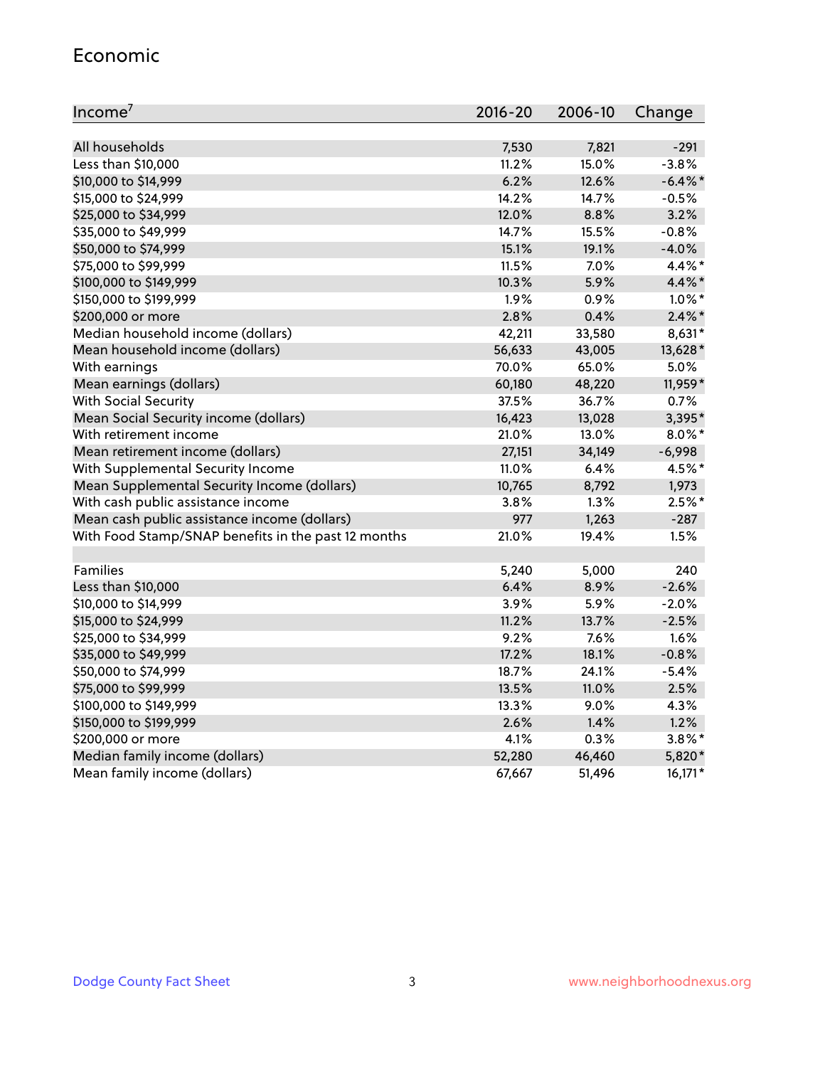## Economic

| Income[7] | 2016-20 | 2006-10 | Change |
|---|---|---|---|
| All households | 7,530 | 7,821 | -291 |
| Less than $10,000 | 11.2% | 15.0% | -3.8% |
| $10,000 to $14,999 | 6.2% | 12.6% | -6.4%* |
| $15,000 to $24,999 | 14.2% | 14.7% | -0.5% |
| $25,000 to $34,999 | 12.0% | 8.8% | 3.2% |
| $35,000 to $49,999 | 14.7% | 15.5% | -0.8% |
| $50,000 to $74,999 | 15.1% | 19.1% | -4.0% |
| $75,000 to $99,999 | 11.5% | 7.0% | 4.4%* |
| $100,000 to $149,999 | 10.3% | 5.9% | 4.4%* |
| $150,000 to $199,999 | 1.9% | 0.9% | 1.0%* |
| $200,000 or more | 2.8% | 0.4% | 2.4%* |
| Median household income (dollars) | 42,211 | 33,580 | 8,631* |
| Mean household income (dollars) | 56,633 | 43,005 | 13,628* |
| With earnings | 70.0% | 65.0% | 5.0% |
| Mean earnings (dollars) | 60,180 | 48,220 | 11,959* |
| With Social Security | 37.5% | 36.7% | 0.7% |
| Mean Social Security income (dollars) | 16,423 | 13,028 | 3,395* |
| With retirement income | 21.0% | 13.0% | 8.0%* |
| Mean retirement income (dollars) | 27,151 | 34,149 | -6,998 |
| With Supplemental Security Income | 11.0% | 6.4% | 4.5%* |
| Mean Supplemental Security Income (dollars) | 10,765 | 8,792 | 1,973 |
| With cash public assistance income | 3.8% | 1.3% | 2.5%* |
| Mean cash public assistance income (dollars) | 977 | 1,263 | -287 |
| With Food Stamp/SNAP benefits in the past 12 months | 21.0% | 19.4% | 1.5% |
| | | | |
| Families | 5,240 | 5,000 | 240 |
| Less than $10,000 | 6.4% | 8.9% | -2.6% |
| $10,000 to $14,999 | 3.9% | 5.9% | -2.0% |
| $15,000 to $24,999 | 11.2% | 13.7% | -2.5% |
| $25,000 to $34,999 | 9.2% | 7.6% | 1.6% |
| $35,000 to $49,999 | 17.2% | 18.1% | -0.8% |
| $50,000 to $74,999 | 18.7% | 24.1% | -5.4% |
| $75,000 to $99,999 | 13.5% | 11.0% | 2.5% |
| $100,000 to $149,999 | 13.3% | 9.0% | 4.3% |
| $150,000 to $199,999 | 2.6% | 1.4% | 1.2% |
| $200,000 or more | 4.1% | 0.3% | 3.8%* |
| Median family income (dollars) | 52,280 | 46,460 | 5,820* |
| Mean family income (dollars) | 67,667 | 51,496 | 16,171* |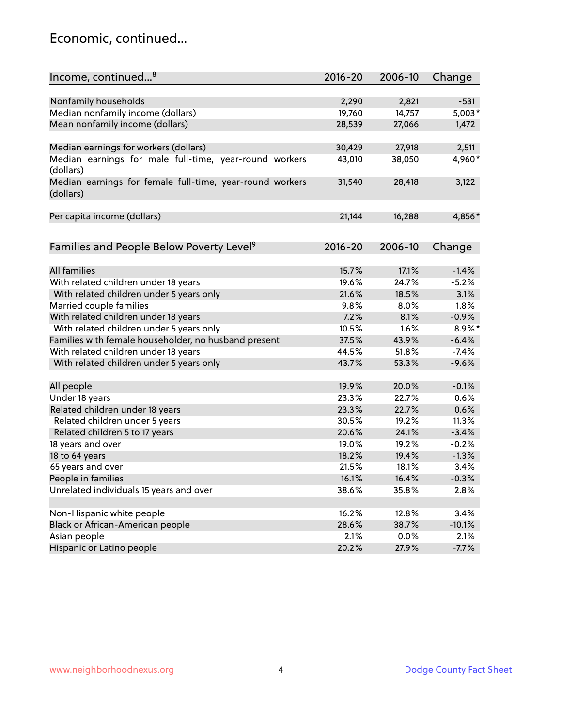# Economic, continued...

| Income, continued...[8] | 2016-20 | 2006-10 | Change |
|---|---|---|---|
| Nonfamily households | 2,290 | 2,821 | -531 |
| Median nonfamily income (dollars) | 19,760 | 14,757 | 5,003* |
| Mean nonfamily income (dollars) | 28,539 | 27,066 | 1,472 |
| Median earnings for workers (dollars) | 30,429 | 27,918 | 2,511 |
| Median earnings for male full-time, year-round workers (dollars) | 43,010 | 38,050 | 4,960* |
| Median earnings for female full-time, year-round workers (dollars) | 31,540 | 28,418 | 3,122 |
| Per capita income (dollars) | 21,144 | 16,288 | 4,856* |

| Families and People Below Poverty Level[9] | 2016-20 | 2006-10 | Change |
|---|---|---|---|
| All families | 15.7% | 17.1% | -1.4% |
| With related children under 18 years | 19.6% | 24.7% | -5.2% |
| With related children under 5 years only | 21.6% | 18.5% | 3.1% |
| Married couple families | 9.8% | 8.0% | 1.8% |
| With related children under 18 years | 7.2% | 8.1% | -0.9% |
| With related children under 5 years only | 10.5% | 1.6% | 8.9%* |
| Families with female householder, no husband present | 37.5% | 43.9% | -6.4% |
| With related children under 18 years | 44.5% | 51.8% | -7.4% |
| With related children under 5 years only | 43.7% | 53.3% | -9.6% |
| All people | 19.9% | 20.0% | -0.1% |
| Under 18 years | 23.3% | 22.7% | 0.6% |
| Related children under 18 years | 23.3% | 22.7% | 0.6% |
| Related children under 5 years | 30.5% | 19.2% | 11.3% |
| Related children 5 to 17 years | 20.6% | 24.1% | -3.4% |
| 18 years and over | 19.0% | 19.2% | -0.2% |
| 18 to 64 years | 18.2% | 19.4% | -1.3% |
| 65 years and over | 21.5% | 18.1% | 3.4% |
| People in families | 16.1% | 16.4% | -0.3% |
| Unrelated individuals 15 years and over | 38.6% | 35.8% | 2.8% |
| Non-Hispanic white people | 16.2% | 12.8% | 3.4% |
| Black or African-American people | 28.6% | 38.7% | -10.1% |
| Asian people | 2.1% | 0.0% | 2.1% |
| Hispanic or Latino people | 20.2% | 27.9% | -7.7% |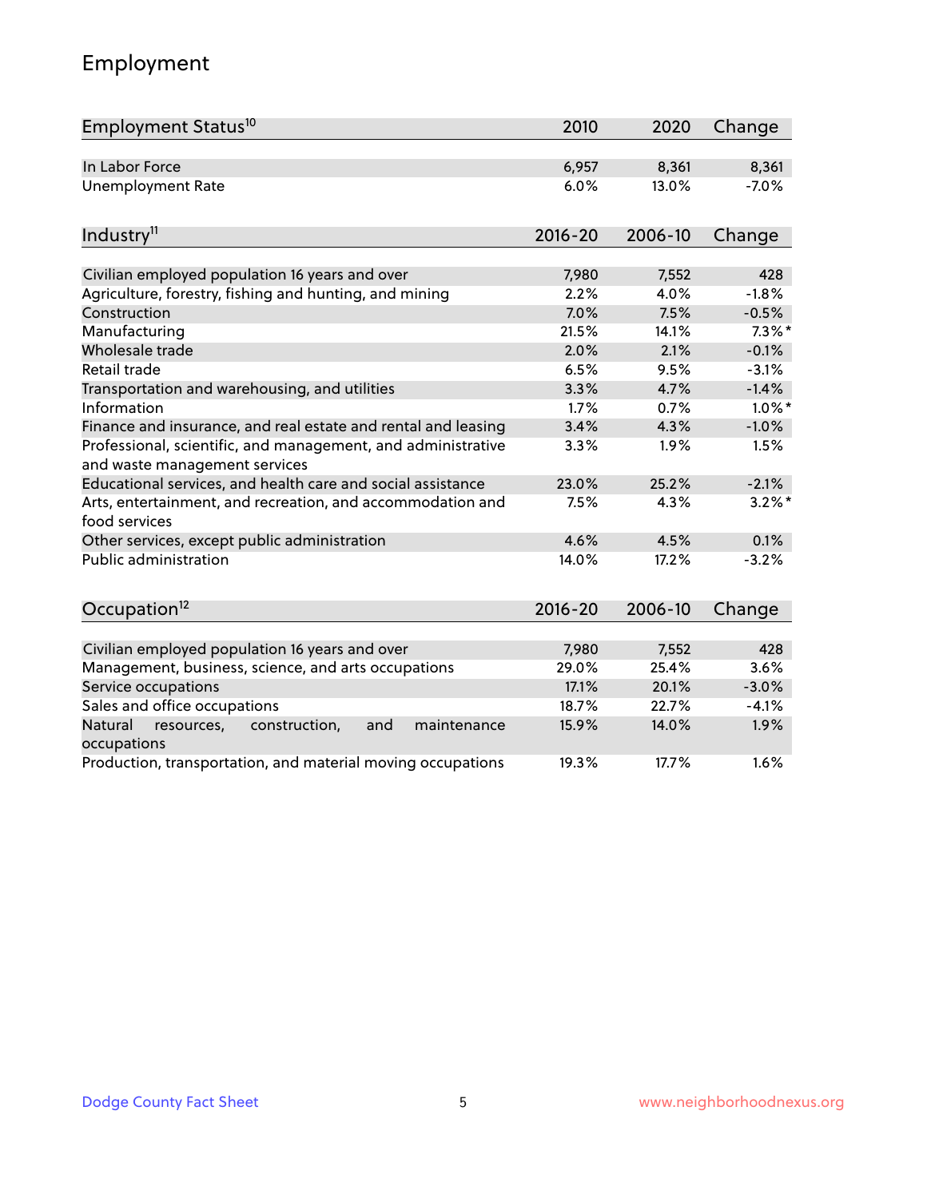## Employment

| Employment Status[10] | 2010 | 2020 | Change |
|---|---|---|---|
| In Labor Force | 6,957 | 8,361 | 8,361 |
| Unemployment Rate | 6.0% | 13.0% | -7.0% |

| Industry[11] | 2016-20 | 2006-10 | Change |
|---|---|---|---|
| Civilian employed population 16 years and over | 7,980 | 7,552 | 428 |
| Agriculture, forestry, fishing and hunting, and mining | 2.2% | 4.0% | -1.8% |
| Construction | 7.0% | 7.5% | -0.5% |
| Manufacturing | 21.5% | 14.1% | 7.3%* |
| Wholesale trade | 2.0% | 2.1% | -0.1% |
| Retail trade | 6.5% | 9.5% | -3.1% |
| Transportation and warehousing, and utilities | 3.3% | 4.7% | -1.4% |
| Information | 1.7% | 0.7% | 1.0%* |
| Finance and insurance, and real estate and rental and leasing | 3.4% | 4.3% | -1.0% |
| Professional, scientific, and management, and administrative and waste management services | 3.3% | 1.9% | 1.5% |
| Educational services, and health care and social assistance | 23.0% | 25.2% | -2.1% |
| Arts, entertainment, and recreation, and accommodation and food services | 7.5% | 4.3% | 3.2%* |
| Other services, except public administration | 4.6% | 4.5% | 0.1% |
| Public administration | 14.0% | 17.2% | -3.2% |

| Occupation[12] | 2016-20 | 2006-10 | Change |
|---|---|---|---|
| Civilian employed population 16 years and over | 7,980 | 7,552 | 428 |
| Management, business, science, and arts occupations | 29.0% | 25.4% | 3.6% |
| Service occupations | 17.1% | 20.1% | -3.0% |
| Sales and office occupations | 18.7% | 22.7% | -4.1% |
| Natural resources, construction, and maintenance occupations | 15.9% | 14.0% | 1.9% |
| Production, transportation, and material moving occupations | 19.3% | 17.7% | 1.6% |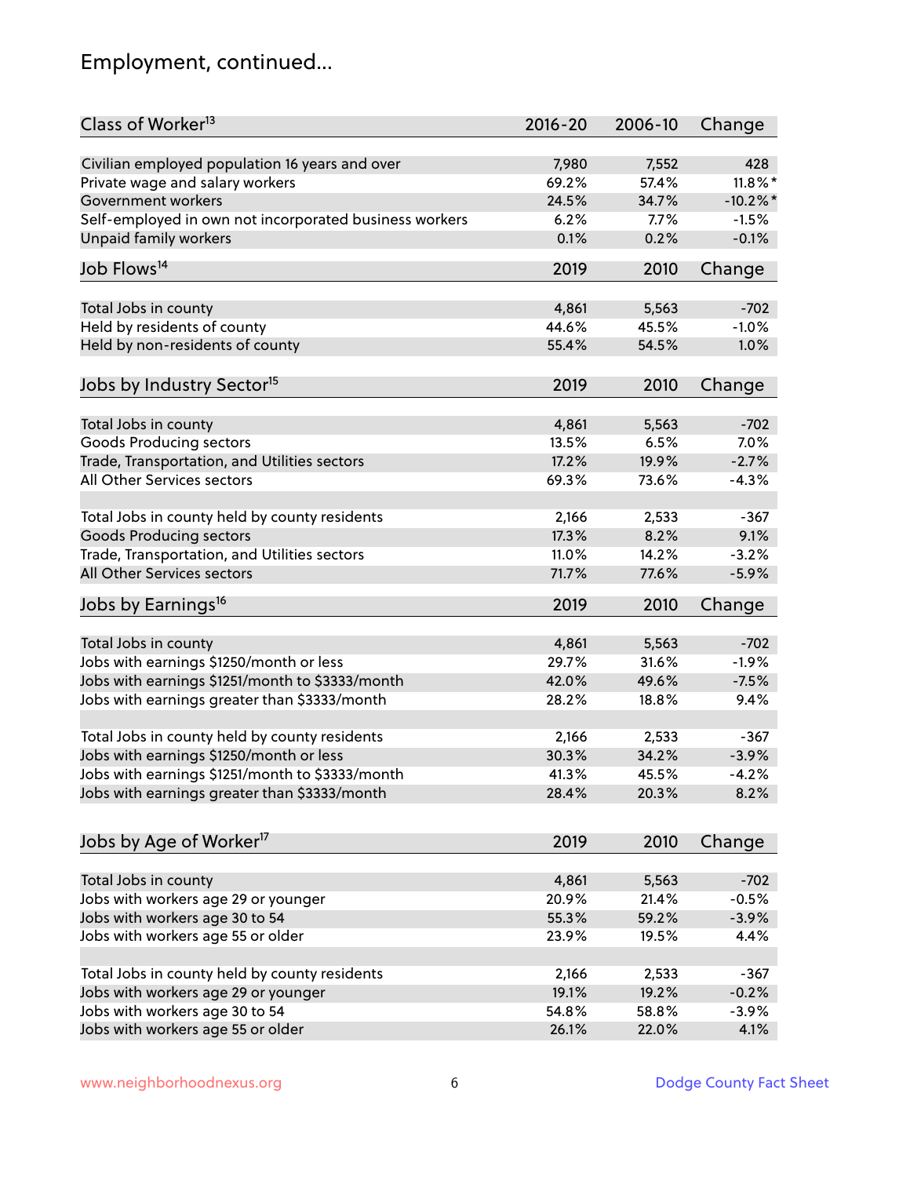## Employment, continued...

| Class of Worker[13] | 2016-20 | 2006-10 | Change |
|---|---|---|---|
| Civilian employed population 16 years and over | 7,980 | 7,552 | 428 |
| Private wage and salary workers | 69.2% | 57.4% | 11.8%* |
| Government workers | 24.5% | 34.7% | -10.2%* |
| Self-employed in own not incorporated business workers | 6.2% | 7.7% | -1.5% |
| Unpaid family workers | 0.1% | 0.2% | -0.1% |

| Job Flows[14] | 2019 | 2010 | Change |
|---|---|---|---|
| Total Jobs in county | 4,861 | 5,563 | -702 |
| Held by residents of county | 44.6% | 45.5% | -1.0% |
| Held by non-residents of county | 55.4% | 54.5% | 1.0% |

| Jobs by Industry Sector[15] | 2019 | 2010 | Change |
|---|---|---|---|
| Total Jobs in county | 4,861 | 5,563 | -702 |
| Goods Producing sectors | 13.5% | 6.5% | 7.0% |
| Trade, Transportation, and Utilities sectors | 17.2% | 19.9% | -2.7% |
| All Other Services sectors | 69.3% | 73.6% | -4.3% |
| | | | |
| Total Jobs in county held by county residents | 2,166 | 2,533 | -367 |
| Goods Producing sectors | 17.3% | 8.2% | 9.1% |
| Trade, Transportation, and Utilities sectors | 11.0% | 14.2% | -3.2% |
| All Other Services sectors | 71.7% | 77.6% | -5.9% |

| Jobs by Earnings[16] | 2019 | 2010 | Change |
|---|---|---|---|
| Total Jobs in county | 4,861 | 5,563 | -702 |
| Jobs with earnings $1250/month or less | 29.7% | 31.6% | -1.9% |
| Jobs with earnings $1251/month to $3333/month | 42.0% | 49.6% | -7.5% |
| Jobs with earnings greater than $3333/month | 28.2% | 18.8% | 9.4% |
| | | | |
| Total Jobs in county held by county residents | 2,166 | 2,533 | -367 |
| Jobs with earnings $1250/month or less | 30.3% | 34.2% | -3.9% |
| Jobs with earnings $1251/month to $3333/month | 41.3% | 45.5% | -4.2% |
| Jobs with earnings greater than $3333/month | 28.4% | 20.3% | 8.2% |

| Jobs by Age of Worker[17] | 2019 | 2010 | Change |
|---|---|---|---|
| Total Jobs in county | 4,861 | 5,563 | -702 |
| Jobs with workers age 29 or younger | 20.9% | 21.4% | -0.5% |
| Jobs with workers age 30 to 54 | 55.3% | 59.2% | -3.9% |
| Jobs with workers age 55 or older | 23.9% | 19.5% | 4.4% |
| | | | |
| Total Jobs in county held by county residents | 2,166 | 2,533 | -367 |
| Jobs with workers age 29 or younger | 19.1% | 19.2% | -0.2% |
| Jobs with workers age 30 to 54 | 54.8% | 58.8% | -3.9% |
| Jobs with workers age 55 or older | 26.1% | 22.0% | 4.1% |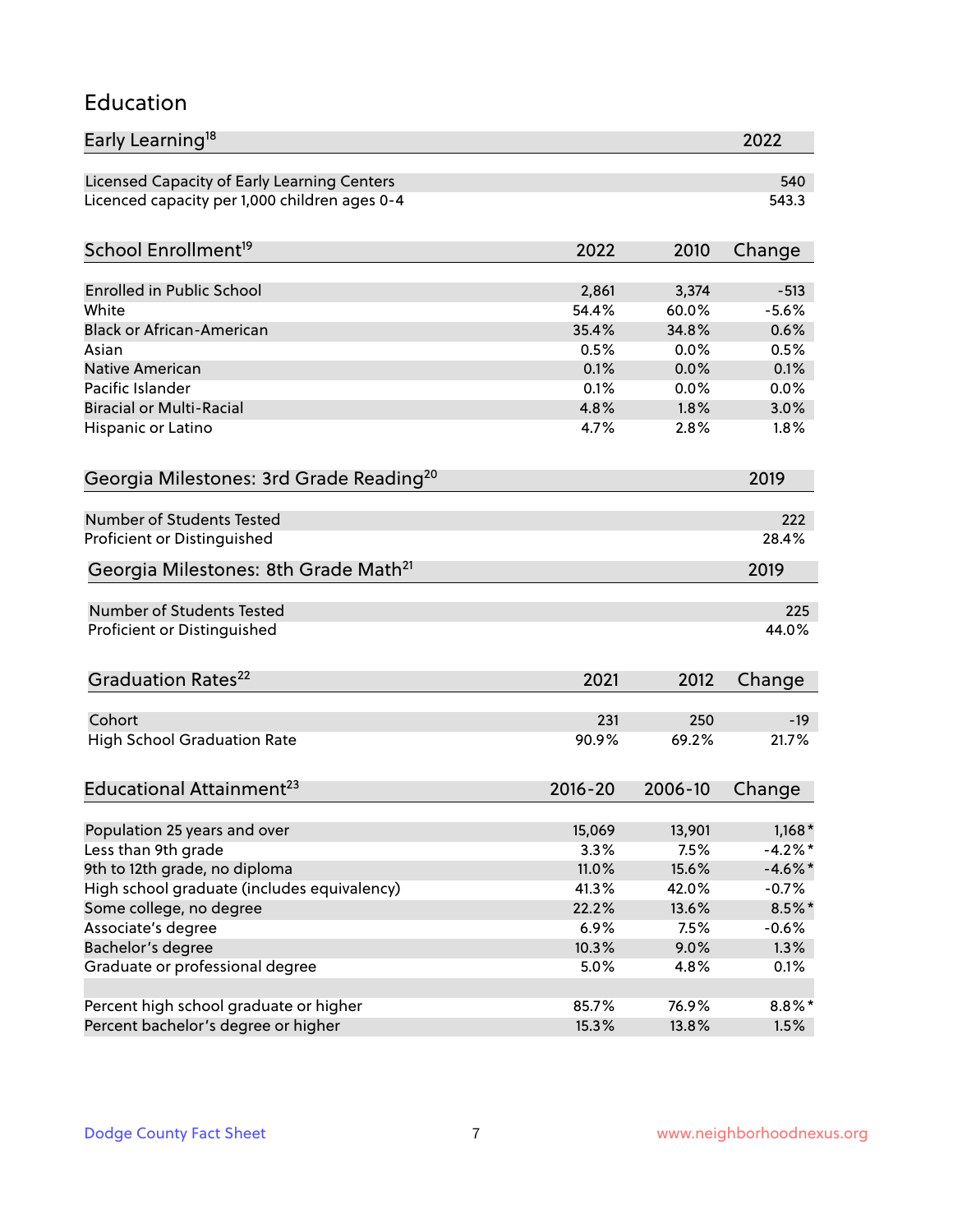## Education

| Early Learning[18] | 2022 |
|---|---|
| Licensed Capacity of Early Learning Centers | 540 |
| Licenced capacity per 1,000 children ages 0-4 | 543.3 |

| School Enrollment[19] | 2022 | 2010 | Change |
|---|---|---|---|
| Enrolled in Public School | 2,861 | 3,374 | -513 |
| White | 54.4% | 60.0% | -5.6% |
| Black or African-American | 35.4% | 34.8% | 0.6% |
| Asian | 0.5% | 0.0% | 0.5% |
| Native American | 0.1% | 0.0% | 0.1% |
| Pacific Islander | 0.1% | 0.0% | 0.0% |
| Biracial or Multi-Racial | 4.8% | 1.8% | 3.0% |
| Hispanic or Latino | 4.7% | 2.8% | 1.8% |

| Georgia Milestones: 3rd Grade Reading[20] | 2019 |
|---|---|
| Number of Students Tested | 222 |
| Proficient or Distinguished | 28.4% |

| Georgia Milestones: 8th Grade Math[21] | 2019 |
|---|---|
| Number of Students Tested | 225 |
| Proficient or Distinguished | 44.0% |

| Graduation Rates[22] | 2021 | 2012 | Change |
|---|---|---|---|
| Cohort | 231 | 250 | -19 |
| High School Graduation Rate | 90.9% | 69.2% | 21.7% |

| Educational Attainment[23] | 2016-20 | 2006-10 | Change |
|---|---|---|---|
| Population 25 years and over | 15,069 | 13,901 | 1,168* |
| Less than 9th grade | 3.3% | 7.5% | -4.2%* |
| 9th to 12th grade, no diploma | 11.0% | 15.6% | -4.6%* |
| High school graduate (includes equivalency) | 41.3% | 42.0% | -0.7% |
| Some college, no degree | 22.2% | 13.6% | 8.5%* |
| Associate's degree | 6.9% | 7.5% | -0.6% |
| Bachelor's degree | 10.3% | 9.0% | 1.3% |
| Graduate or professional degree | 5.0% | 4.8% | 0.1% |
| | | | |
| Percent high school graduate or higher | 85.7% | 76.9% | 8.8%* |
| Percent bachelor's degree or higher | 15.3% | 13.8% | 1.5% |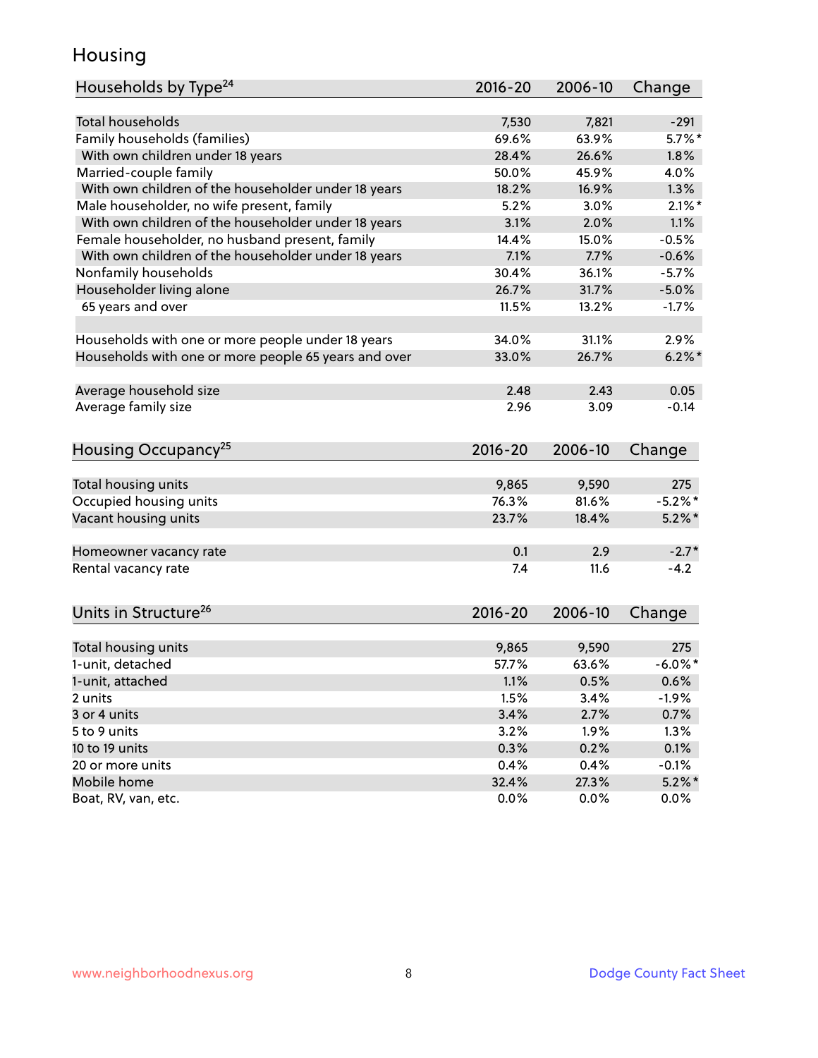# Housing

| Households by Type[24] | 2016-20 | 2006-10 | Change |
|---|---|---|---|
| Total households | 7,530 | 7,821 | -291 |
| Family households (families) | 69.6% | 63.9% | 5.7%* |
| With own children under 18 years | 28.4% | 26.6% | 1.8% |
| Married-couple family | 50.0% | 45.9% | 4.0% |
| With own children of the householder under 18 years | 18.2% | 16.9% | 1.3% |
| Male householder, no wife present, family | 5.2% | 3.0% | 2.1%* |
| With own children of the householder under 18 years | 3.1% | 2.0% | 1.1% |
| Female householder, no husband present, family | 14.4% | 15.0% | -0.5% |
| With own children of the householder under 18 years | 7.1% | 7.7% | -0.6% |
| Nonfamily households | 30.4% | 36.1% | -5.7% |
| Householder living alone | 26.7% | 31.7% | -5.0% |
| 65 years and over | 11.5% | 13.2% | -1.7% |
| | | | |
| Households with one or more people under 18 years | 34.0% | 31.1% | 2.9% |
| Households with one or more people 65 years and over | 33.0% | 26.7% | 6.2%* |
| | | | |
| Average household size | 2.48 | 2.43 | 0.05 |
| Average family size | 2.96 | 3.09 | -0.14 |

| Housing Occupancy[25] | 2016-20 | 2006-10 | Change |
|---|---|---|---|
| Total housing units | 9,865 | 9,590 | 275 |
| Occupied housing units | 76.3% | 81.6% | -5.2%* |
| Vacant housing units | 23.7% | 18.4% | 5.2%* |
| | | | |
| Homeowner vacancy rate | 0.1 | 2.9 | -2.7* |
| Rental vacancy rate | 7.4 | 11.6 | -4.2 |

| Units in Structure[26] | 2016-20 | 2006-10 | Change |
|---|---|---|---|
| Total housing units | 9,865 | 9,590 | 275 |
| 1-unit, detached | 57.7% | 63.6% | -6.0%* |
| 1-unit, attached | 1.1% | 0.5% | 0.6% |
| 2 units | 1.5% | 3.4% | -1.9% |
| 3 or 4 units | 3.4% | 2.7% | 0.7% |
| 5 to 9 units | 3.2% | 1.9% | 1.3% |
| 10 to 19 units | 0.3% | 0.2% | 0.1% |
| 20 or more units | 0.4% | 0.4% | -0.1% |
| Mobile home | 32.4% | 27.3% | 5.2%* |
| Boat, RV, van, etc. | 0.0% | 0.0% | 0.0% |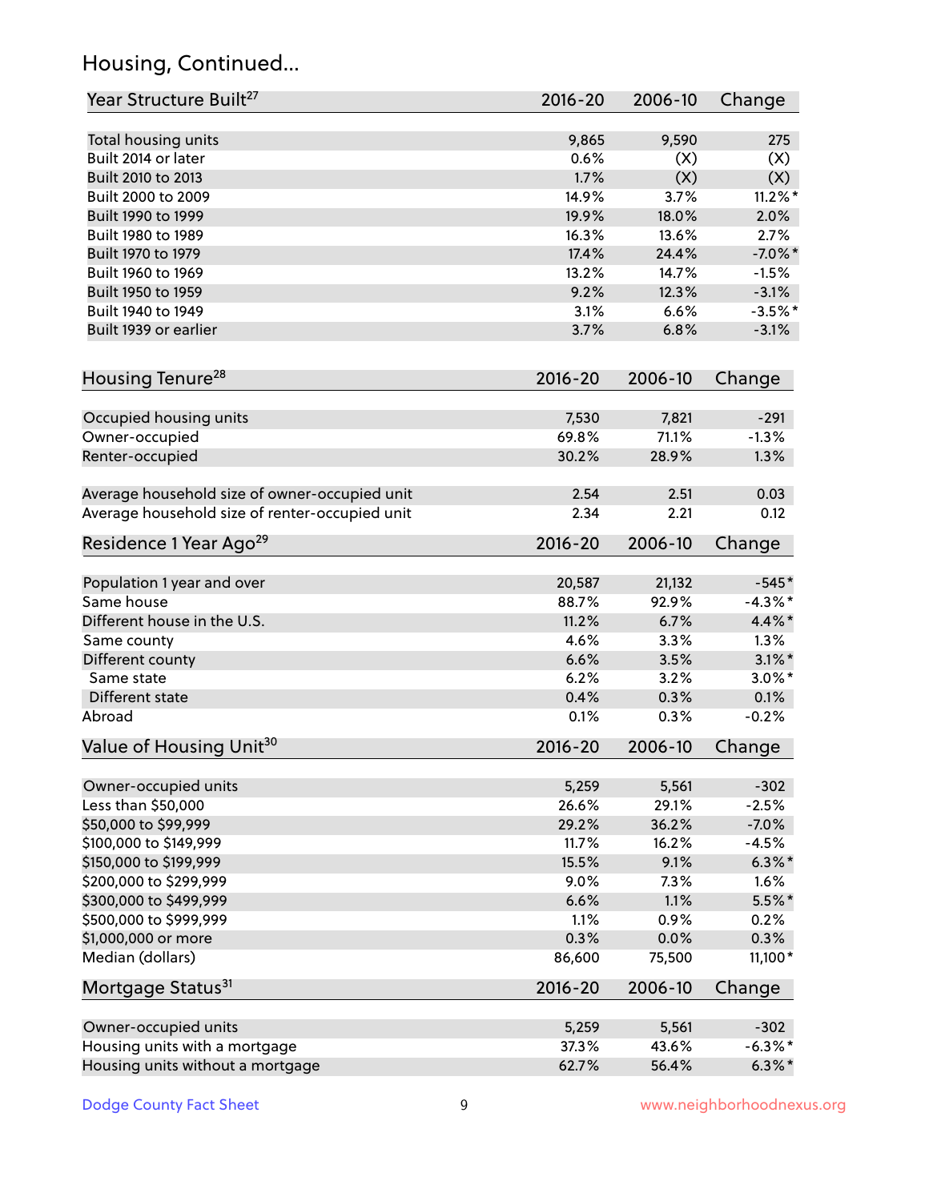## Housing, Continued...

| Year Structure Built[27] | 2016-20 | 2006-10 | Change |
|---|---|---|---|
| Total housing units | 9,865 | 9,590 | 275 |
| Built 2014 or later | 0.6% | (X) | (X) |
| Built 2010 to 2013 | 1.7% | (X) | (X) |
| Built 2000 to 2009 | 14.9% | 3.7% | 11.2%* |
| Built 1990 to 1999 | 19.9% | 18.0% | 2.0% |
| Built 1980 to 1989 | 16.3% | 13.6% | 2.7% |
| Built 1970 to 1979 | 17.4% | 24.4% | -7.0%* |
| Built 1960 to 1969 | 13.2% | 14.7% | -1.5% |
| Built 1950 to 1959 | 9.2% | 12.3% | -3.1% |
| Built 1940 to 1949 | 3.1% | 6.6% | -3.5%* |
| Built 1939 or earlier | 3.7% | 6.8% | -3.1% |

| Housing Tenure[28] | 2016-20 | 2006-10 | Change |
|---|---|---|---|
| Occupied housing units | 7,530 | 7,821 | -291 |
| Owner-occupied | 69.8% | 71.1% | -1.3% |
| Renter-occupied | 30.2% | 28.9% | 1.3% |
| Average household size of owner-occupied unit | 2.54 | 2.51 | 0.03 |
| Average household size of renter-occupied unit | 2.34 | 2.21 | 0.12 |

| Residence 1 Year Ago[29] | 2016-20 | 2006-10 | Change |
|---|---|---|---|
| Population 1 year and over | 20,587 | 21,132 | -545* |
| Same house | 88.7% | 92.9% | -4.3%* |
| Different house in the U.S. | 11.2% | 6.7% | 4.4%* |
| Same county | 4.6% | 3.3% | 1.3% |
| Different county | 6.6% | 3.5% | 3.1%* |
| Same state | 6.2% | 3.2% | 3.0%* |
| Different state | 0.4% | 0.3% | 0.1% |
| Abroad | 0.1% | 0.3% | -0.2% |

| Value of Housing Unit[30] | 2016-20 | 2006-10 | Change |
|---|---|---|---|
| Owner-occupied units | 5,259 | 5,561 | -302 |
| Less than $50,000 | 26.6% | 29.1% | -2.5% |
| $50,000 to $99,999 | 29.2% | 36.2% | -7.0% |
| $100,000 to $149,999 | 11.7% | 16.2% | -4.5% |
| $150,000 to $199,999 | 15.5% | 9.1% | 6.3%* |
| $200,000 to $299,999 | 9.0% | 7.3% | 1.6% |
| $300,000 to $499,999 | 6.6% | 1.1% | 5.5%* |
| $500,000 to $999,999 | 1.1% | 0.9% | 0.2% |
| $1,000,000 or more | 0.3% | 0.0% | 0.3% |
| Median (dollars) | 86,600 | 75,500 | 11,100* |

| Mortgage Status[31] | 2016-20 | 2006-10 | Change |
|---|---|---|---|
| Owner-occupied units | 5,259 | 5,561 | -302 |
| Housing units with a mortgage | 37.3% | 43.6% | -6.3%* |
| Housing units without a mortgage | 62.7% | 56.4% | 6.3%* |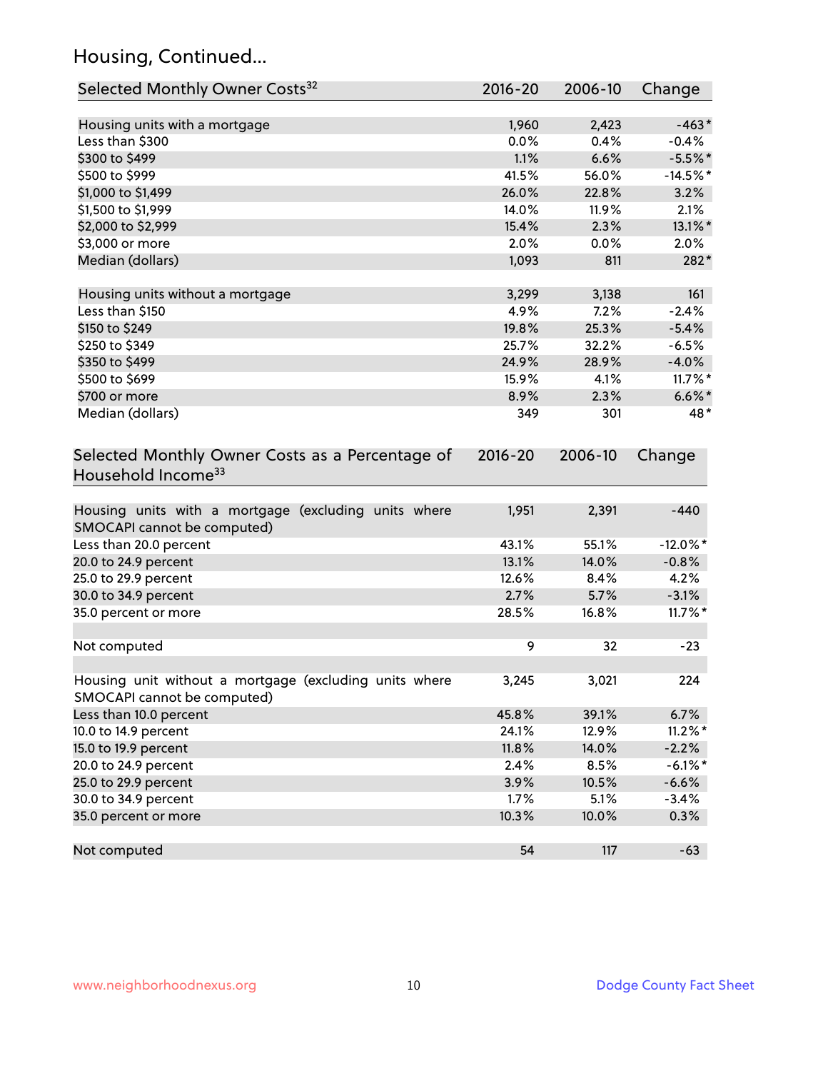## Housing, Continued...

| Selected Monthly Owner Costs[32] | 2016-20 | 2006-10 | Change |
|---|---|---|---|
| Housing units with a mortgage | 1,960 | 2,423 | -463* |
| Less than $300 | 0.0% | 0.4% | -0.4% |
| $300 to $499 | 1.1% | 6.6% | -5.5%* |
| $500 to $999 | 41.5% | 56.0% | -14.5%* |
| $1,000 to $1,499 | 26.0% | 22.8% | 3.2% |
| $1,500 to $1,999 | 14.0% | 11.9% | 2.1% |
| $2,000 to $2,999 | 15.4% | 2.3% | 13.1%* |
| $3,000 or more | 2.0% | 0.0% | 2.0% |
| Median (dollars) | 1,093 | 811 | 282* |
| | | | |
| Housing units without a mortgage | 3,299 | 3,138 | 161 |
| Less than $150 | 4.9% | 7.2% | -2.4% |
| $150 to $249 | 19.8% | 25.3% | -5.4% |
| $250 to $349 | 25.7% | 32.2% | -6.5% |
| $350 to $499 | 24.9% | 28.9% | -4.0% |
| $500 to $699 | 15.9% | 4.1% | 11.7%* |
| $700 or more | 8.9% | 2.3% | 6.6%* |
| Median (dollars) | 349 | 301 | 48* |

| Selected Monthly Owner Costs as a Percentage of Household Income[33] | 2016-20 | 2006-10 | Change |
|---|---|---|---|
| Housing units with a mortgage (excluding units where SMOCAPI cannot be computed) | 1,951 | 2,391 | -440 |
| Less than 20.0 percent | 43.1% | 55.1% | -12.0%* |
| 20.0 to 24.9 percent | 13.1% | 14.0% | -0.8% |
| 25.0 to 29.9 percent | 12.6% | 8.4% | 4.2% |
| 30.0 to 34.9 percent | 2.7% | 5.7% | -3.1% |
| 35.0 percent or more | 28.5% | 16.8% | 11.7%* |
| | | | |
| Not computed | 9 | 32 | -23 |
| | | | |
| Housing unit without a mortgage (excluding units where SMOCAPI cannot be computed) | 3,245 | 3,021 | 224 |
| Less than 10.0 percent | 45.8% | 39.1% | 6.7% |
| 10.0 to 14.9 percent | 24.1% | 12.9% | 11.2%* |
| 15.0 to 19.9 percent | 11.8% | 14.0% | -2.2% |
| 20.0 to 24.9 percent | 2.4% | 8.5% | -6.1%* |
| 25.0 to 29.9 percent | 3.9% | 10.5% | -6.6% |
| 30.0 to 34.9 percent | 1.7% | 5.1% | -3.4% |
| 35.0 percent or more | 10.3% | 10.0% | 0.3% |
| | | | |
| Not computed | 54 | 117 | -63 |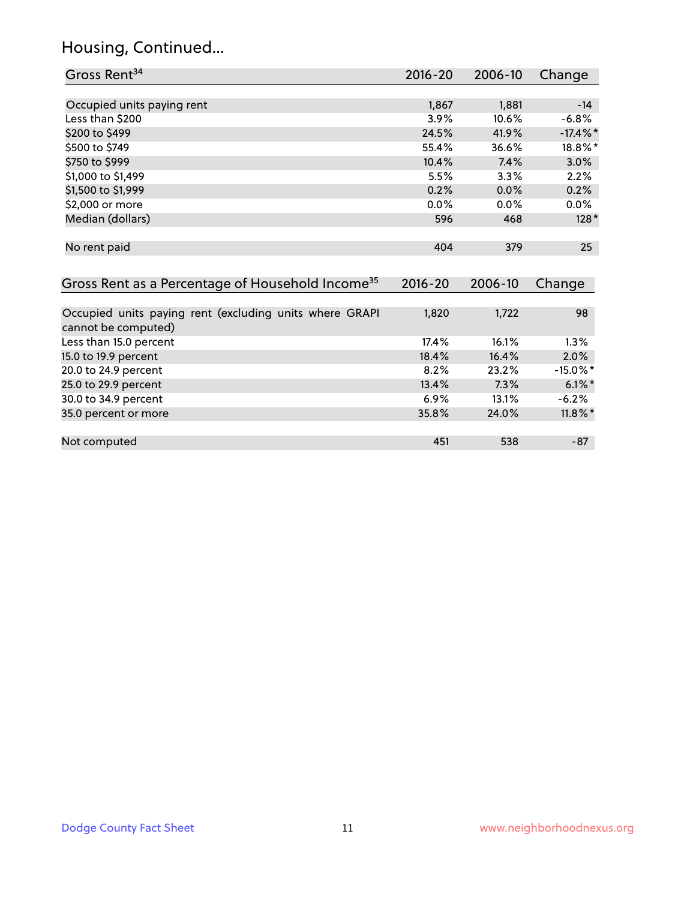## Housing, Continued...

| Gross Rent[34] | 2016-20 | 2006-10 | Change |
|---|---|---|---|
| Occupied units paying rent | 1,867 | 1,881 | -14 |
| Less than $200 | 3.9% | 10.6% | -6.8% |
| $200 to $499 | 24.5% | 41.9% | -17.4%* |
| $500 to $749 | 55.4% | 36.6% | 18.8%* |
| $750 to $999 | 10.4% | 7.4% | 3.0% |
| $1,000 to $1,499 | 5.5% | 3.3% | 2.2% |
| $1,500 to $1,999 | 0.2% | 0.0% | 0.2% |
| $2,000 or more | 0.0% | 0.0% | 0.0% |
| Median (dollars) | 596 | 468 | 128* |
| No rent paid | 404 | 379 | 25 |

| Gross Rent as a Percentage of Household Income[35] | 2016-20 | 2006-10 | Change |
|---|---|---|---|
| Occupied units paying rent (excluding units where GRAPI cannot be computed) | 1,820 | 1,722 | 98 |
| Less than 15.0 percent | 17.4% | 16.1% | 1.3% |
| 15.0 to 19.9 percent | 18.4% | 16.4% | 2.0% |
| 20.0 to 24.9 percent | 8.2% | 23.2% | -15.0%* |
| 25.0 to 29.9 percent | 13.4% | 7.3% | 6.1%* |
| 30.0 to 34.9 percent | 6.9% | 13.1% | -6.2% |
| 35.0 percent or more | 35.8% | 24.0% | 11.8%* |
| Not computed | 451 | 538 | -87 |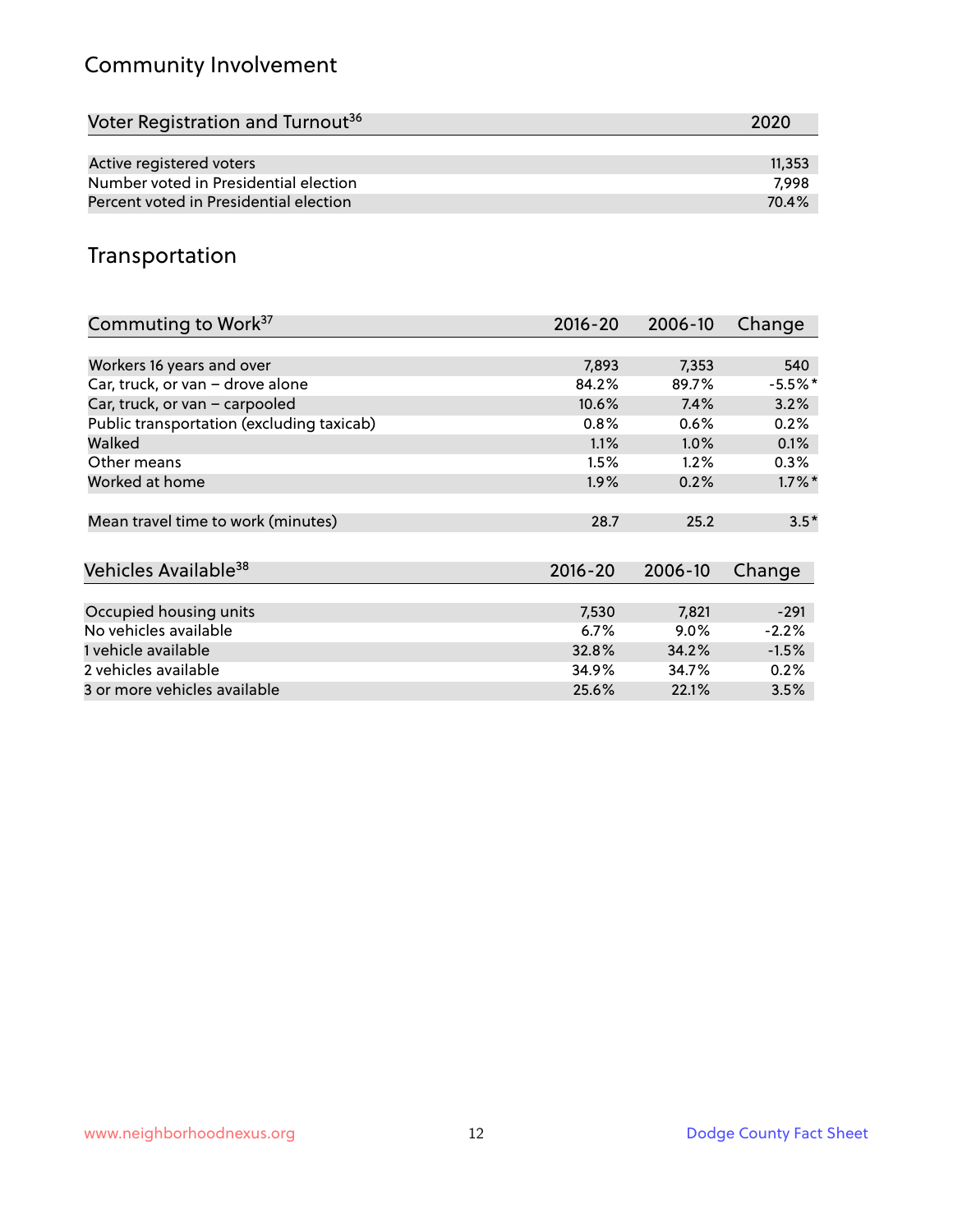## Community Involvement

| Voter Registration and Turnout[36] | 2020 |
|---|---|
| Active registered voters | 11,353 |
| Number voted in Presidential election | 7,998 |
| Percent voted in Presidential election | 70.4% |

## Transportation

| Commuting to Work[37] | 2016-20 | 2006-10 | Change |
|---|---|---|---|
| Workers 16 years and over | 7,893 | 7,353 | 540 |
| Car, truck, or van – drove alone | 84.2% | 89.7% | -5.5%* |
| Car, truck, or van – carpooled | 10.6% | 7.4% | 3.2% |
| Public transportation (excluding taxicab) | 0.8% | 0.6% | 0.2% |
| Walked | 1.1% | 1.0% | 0.1% |
| Other means | 1.5% | 1.2% | 0.3% |
| Worked at home | 1.9% | 0.2% | 1.7%* |
| Mean travel time to work (minutes) | 28.7 | 25.2 | 3.5* |

| Vehicles Available[38] | 2016-20 | 2006-10 | Change |
|---|---|---|---|
| Occupied housing units | 7,530 | 7,821 | -291 |
| No vehicles available | 6.7% | 9.0% | -2.2% |
| 1 vehicle available | 32.8% | 34.2% | -1.5% |
| 2 vehicles available | 34.9% | 34.7% | 0.2% |
| 3 or more vehicles available | 25.6% | 22.1% | 3.5% |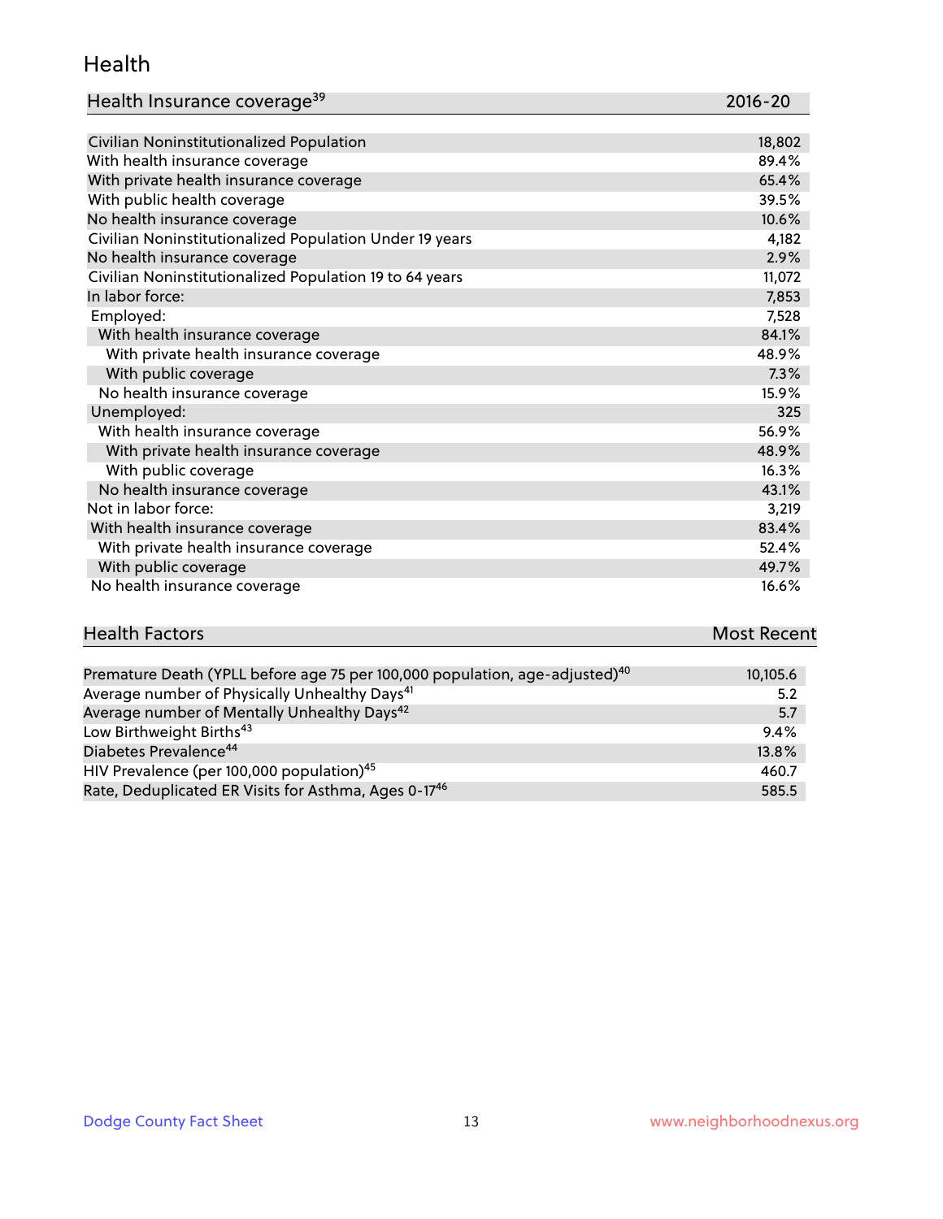## Health

| Health Insurance coverage[39] | 2016-20 |
|---|---|
| Civilian Noninstitutionalized Population | 18,802 |
| With health insurance coverage | 89.4% |
| With private health insurance coverage | 65.4% |
| With public health coverage | 39.5% |
| No health insurance coverage | 10.6% |
| Civilian Noninstitutionalized Population Under 19 years | 4,182 |
| No health insurance coverage | 2.9% |
| Civilian Noninstitutionalized Population 19 to 64 years | 11,072 |
| In labor force: | 7,853 |
| Employed: | 7,528 |
| With health insurance coverage | 84.1% |
| With private health insurance coverage | 48.9% |
| With public coverage | 7.3% |
| No health insurance coverage | 15.9% |
| Unemployed: | 325 |
| With health insurance coverage | 56.9% |
| With private health insurance coverage | 48.9% |
| With public coverage | 16.3% |
| No health insurance coverage | 43.1% |
| Not in labor force: | 3,219 |
| With health insurance coverage | 83.4% |
| With private health insurance coverage | 52.4% |
| With public coverage | 49.7% |
| No health insurance coverage | 16.6% |

| Health Factors | Most Recent |
|---|---|
| Premature Death (YPLL before age 75 per 100,000 population, age-adjusted)[40] | 10,105.6 |
| Average number of Physically Unhealthy Days[41] | 5.2 |
| Average number of Mentally Unhealthy Days[42] | 5.7 |
| Low Birthweight Births[43] | 9.4% |
| Diabetes Prevalence[44] | 13.8% |
| HIV Prevalence (per 100,000 population)[45] | 460.7 |
| Rate, Deduplicated ER Visits for Asthma, Ages 0-17[46] | 585.5 |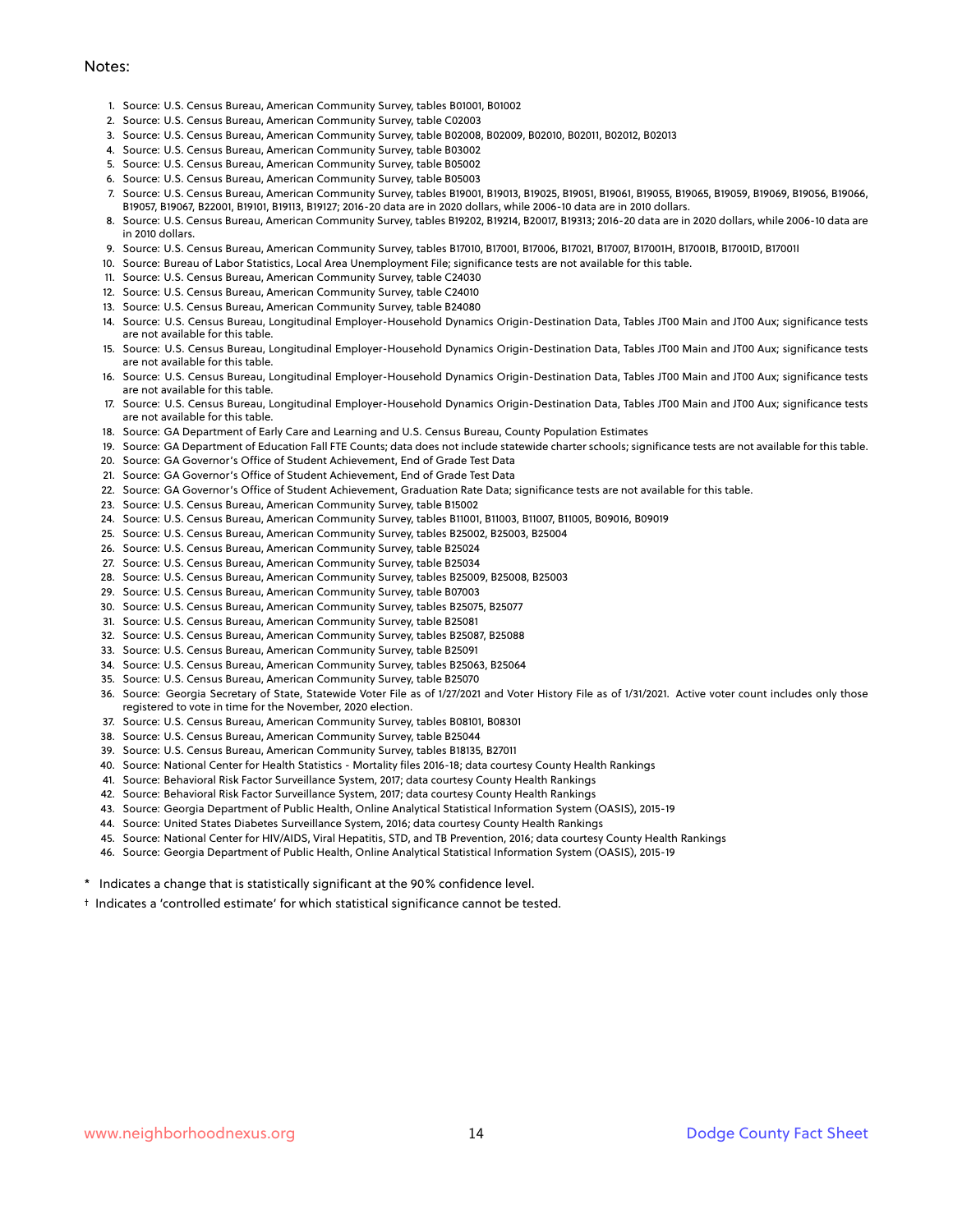Notes:

1. Source: U.S. Census Bureau, American Community Survey, tables B01001, B01002
2. Source: U.S. Census Bureau, American Community Survey, table C02003
3. Source: U.S. Census Bureau, American Community Survey, table B02008, B02009, B02010, B02011, B02012, B02013
4. Source: U.S. Census Bureau, American Community Survey, table B03002
5. Source: U.S. Census Bureau, American Community Survey, table B05002
6. Source: U.S. Census Bureau, American Community Survey, table B05003
7. Source: U.S. Census Bureau, American Community Survey, tables B19001, B19013, B19025, B19051, B19061, B19055, B19065, B19059, B19069, B19056, B19066, B19057, B19067, B22001, B19101, B19113, B19127; 2016-20 data are in 2020 dollars, while 2006-10 data are in 2010 dollars.
8. Source: U.S. Census Bureau, American Community Survey, tables B19202, B19214, B20017, B19313; 2016-20 data are in 2020 dollars, while 2006-10 data are in 2010 dollars.
9. Source: U.S. Census Bureau, American Community Survey, tables B17010, B17001, B17006, B17021, B17007, B17001H, B17001B, B17001D, B17001I
10. Source: Bureau of Labor Statistics, Local Area Unemployment File; significance tests are not available for this table.
11. Source: U.S. Census Bureau, American Community Survey, table C24030
12. Source: U.S. Census Bureau, American Community Survey, table C24010
13. Source: U.S. Census Bureau, American Community Survey, table B24080
14. Source: U.S. Census Bureau, Longitudinal Employer-Household Dynamics Origin-Destination Data, Tables JT00 Main and JT00 Aux; significance tests are not available for this table.
15. Source: U.S. Census Bureau, Longitudinal Employer-Household Dynamics Origin-Destination Data, Tables JT00 Main and JT00 Aux; significance tests are not available for this table.
16. Source: U.S. Census Bureau, Longitudinal Employer-Household Dynamics Origin-Destination Data, Tables JT00 Main and JT00 Aux; significance tests are not available for this table.
17. Source: U.S. Census Bureau, Longitudinal Employer-Household Dynamics Origin-Destination Data, Tables JT00 Main and JT00 Aux; significance tests are not available for this table.
18. Source: GA Department of Early Care and Learning and U.S. Census Bureau, County Population Estimates
19. Source: GA Department of Education Fall FTE Counts; data does not include statewide charter schools; significance tests are not available for this table.
20. Source: GA Governor's Office of Student Achievement, End of Grade Test Data
21. Source: GA Governor's Office of Student Achievement, End of Grade Test Data
22. Source: GA Governor's Office of Student Achievement, Graduation Rate Data; significance tests are not available for this table.
23. Source: U.S. Census Bureau, American Community Survey, table B15002
24. Source: U.S. Census Bureau, American Community Survey, tables B11001, B11003, B11007, B11005, B09016, B09019
25. Source: U.S. Census Bureau, American Community Survey, tables B25002, B25003, B25004
26. Source: U.S. Census Bureau, American Community Survey, table B25024
27. Source: U.S. Census Bureau, American Community Survey, table B25034
28. Source: U.S. Census Bureau, American Community Survey, tables B25009, B25008, B25003
29. Source: U.S. Census Bureau, American Community Survey, table B07003
30. Source: U.S. Census Bureau, American Community Survey, tables B25075, B25077
31. Source: U.S. Census Bureau, American Community Survey, table B25081
32. Source: U.S. Census Bureau, American Community Survey, tables B25087, B25088
33. Source: U.S. Census Bureau, American Community Survey, table B25091
34. Source: U.S. Census Bureau, American Community Survey, tables B25063, B25064
35. Source: U.S. Census Bureau, American Community Survey, table B25070
36. Source: Georgia Secretary of State, Statewide Voter File as of 1/27/2021 and Voter History File as of 1/31/2021. Active voter count includes only those registered to vote in time for the November, 2020 election.
37. Source: U.S. Census Bureau, American Community Survey, tables B08101, B08301
38. Source: U.S. Census Bureau, American Community Survey, table B25044
39. Source: U.S. Census Bureau, American Community Survey, tables B18135, B27011
40. Source: National Center for Health Statistics - Mortality files 2016-18; data courtesy County Health Rankings
41. Source: Behavioral Risk Factor Surveillance System, 2017; data courtesy County Health Rankings
42. Source: Behavioral Risk Factor Surveillance System, 2017; data courtesy County Health Rankings
43. Source: Georgia Department of Public Health, Online Analytical Statistical Information System (OASIS), 2015-19
44. Source: United States Diabetes Surveillance System, 2016; data courtesy County Health Rankings
45. Source: National Center for HIV/AIDS, Viral Hepatitis, STD, and TB Prevention, 2016; data courtesy County Health Rankings
46. Source: Georgia Department of Public Health, Online Analytical Statistical Information System (OASIS), 2015-19

\* Indicates a change that is statistically significant at the 90% confidence level.

† Indicates a 'controlled estimate' for which statistical significance cannot be tested.